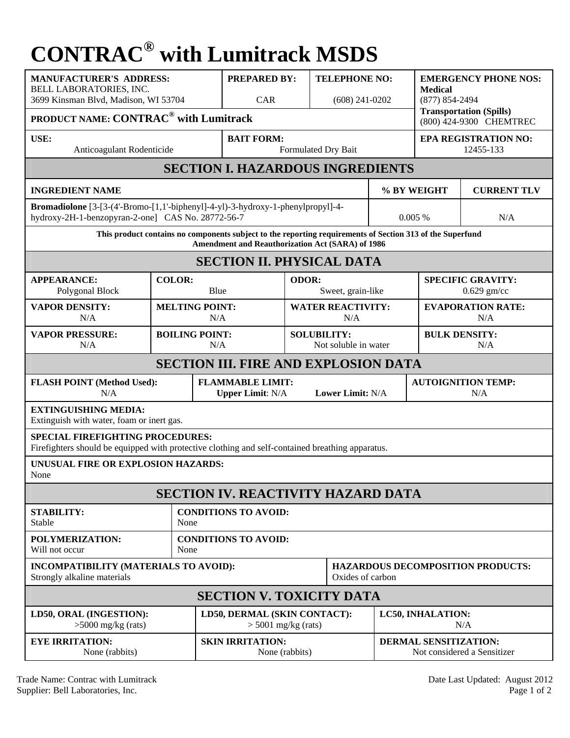# CONTRAC® with Lumitrack MSDS

| MANUFACTURER'S ADDRESS: | PREPARED BY: | TELEPHONE NO: | EMERGENCY PHONE NOS: |
|---|---|---|---|
| BELL LABORATORIES, INC. 3699 Kinsman Blvd, Madison, WI 53704 | CAR | (608) 241-0202 | **Medical** (877) 854-2494 |
| **PRODUCT NAME: CONTRAC® with Lumitrack** | | | **Transportation (Spills)** (800) 424-9300 CHEMTREC |
| **USE:** Anticoagulant Rodenticide | **BAIT FORM:** Formulated Dry Bait | | **EPA REGISTRATION NO:** 12455-133 |

## SECTION I. HAZARDOUS INGREDIENTS

| INGREDIENT NAME | % BY WEIGHT | CURRENT TLV |
|---|---|---|
| **Bromadiolone** [3-[3-(4'-Bromo-[1,1'-biphenyl]-4-yl)-3-hydroxy-1-phenylpropyl]-4-hydroxy-2H-1-benzopyran-2-one] CAS No. 28772-56-7 | 0.005 % | N/A |

**This product contains no components subject to the reporting requirements of Section 313 of the Superfund Amendment and Reauthorization Act (SARA) of 1986**

## SECTION II. PHYSICAL DATA

| APPEARANCE: | COLOR: | ODOR: | SPECIFIC GRAVITY: |
|---|---|---|---|
| Polygonal Block | Blue | Sweet, grain-like | 0.629 gm/cc |
| **VAPOR DENSITY:** N/A | **MELTING POINT:** N/A | **WATER REACTIVITY:** N/A | **EVAPORATION RATE:** N/A |
| **VAPOR PRESSURE:** N/A | **BOILING POINT:** N/A | **SOLUBILITY:** Not soluble in water | **BULK DENSITY:** N/A |

## SECTION III. FIRE AND EXPLOSION DATA

| FLASH POINT (Method Used): | FLAMMABLE LIMIT: | AUTOIGNITION TEMP: |
|---|---|---|
| N/A | **Upper Limit**: N/A **Lower Limit:** N/A | N/A |

**EXTINGUISHING MEDIA:**
Extinguish with water, foam or inert gas.

**SPECIAL FIREFIGHTING PROCEDURES:**
Firefighters should be equipped with protective clothing and self-contained breathing apparatus.

**UNUSUAL FIRE OR EXPLOSION HAZARDS:**
None

## SECTION IV. REACTIVITY HAZARD DATA

| STABILITY: | CONDITIONS TO AVOID: |
|---|---|
| Stable | None |
| **POLYMERIZATION:** Will not occur | **CONDITIONS TO AVOID:** None |
| **INCOMPATIBILITY (MATERIALS TO AVOID):** Strongly alkaline materials | **HAZARDOUS DECOMPOSITION PRODUCTS:** Oxides of carbon |

## SECTION V. TOXICITY DATA

| LD50, ORAL (INGESTION): | LD50, DERMAL (SKIN CONTACT): | LC50, INHALATION: |
|---|---|---|
| >5000 mg/kg (rats) | > 5001 mg/kg (rats) | N/A |
| **EYE IRRITATION:** None (rabbits) | **SKIN IRRITATION:** None (rabbits) | **DERMAL SENSITIZATION:** Not considered a Sensitizer |

Trade Name: Contrac with Lumitrack
Supplier: Bell Laboratories, Inc.

Date Last Updated: August 2012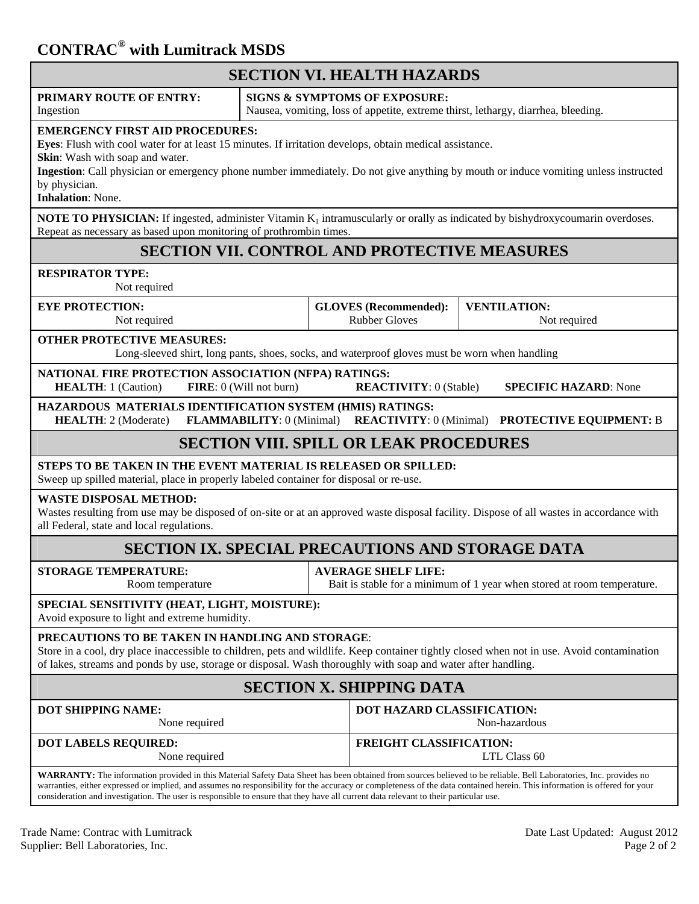# CONTRAC® with Lumitrack MSDS

## SECTION VI. HEALTH HAZARDS

**PRIMARY ROUTE OF ENTRY:**
Ingestion

**SIGNS & SYMPTOMS OF EXPOSURE:**
Nausea, vomiting, loss of appetite, extreme thirst, lethargy, diarrhea, bleeding.

**EMERGENCY FIRST AID PROCEDURES:**
**Eyes**: Flush with cool water for at least 15 minutes. If irritation develops, obtain medical assistance.
**Skin**: Wash with soap and water.
**Ingestion**: Call physician or emergency phone number immediately. Do not give anything by mouth or induce vomiting unless instructed by physician.
**Inhalation**: None.

**NOTE TO PHYSICIAN:** If ingested, administer Vitamin $K_1$ intramuscularly or orally as indicated by bishydroxycoumarin overdoses. Repeat as necessary as based upon monitoring of prothrombin times.

## SECTION VII. CONTROL AND PROTECTIVE MEASURES

**RESPIRATOR TYPE:**
Not required

| EYE PROTECTION: | GLOVES (Recommended): | VENTILATION: |
|---|---|---|
| Not required | Rubber Gloves | Not required |

**OTHER PROTECTIVE MEASURES:**
Long-sleeved shirt, long pants, shoes, socks, and waterproof gloves must be worn when handling

**NATIONAL FIRE PROTECTION ASSOCIATION (NFPA) RATINGS:**
**HEALTH**: 1 (Caution) **FIRE**: 0 (Will not burn) **REACTIVITY**: 0 (Stable) **SPECIFIC HAZARD**: None

**HAZARDOUS MATERIALS IDENTIFICATION SYSTEM (HMIS) RATINGS:**
**HEALTH**: 2 (Moderate) **FLAMMABILITY**: 0 (Minimal) **REACTIVITY**: 0 (Minimal) **PROTECTIVE EQUIPMENT:** B

## SECTION VIII. SPILL OR LEAK PROCEDURES

**STEPS TO BE TAKEN IN THE EVENT MATERIAL IS RELEASED OR SPILLED:**
Sweep up spilled material, place in properly labeled container for disposal or re-use.

**WASTE DISPOSAL METHOD:**
Wastes resulting from use may be disposed of on-site or at an approved waste disposal facility. Dispose of all wastes in accordance with all Federal, state and local regulations.

## SECTION IX. SPECIAL PRECAUTIONS AND STORAGE DATA

| STORAGE TEMPERATURE: | AVERAGE SHELF LIFE: |
|---|---|
| Room temperature | Bait is stable for a minimum of 1 year when stored at room temperature. |

**SPECIAL SENSITIVITY (HEAT, LIGHT, MOISTURE):**
Avoid exposure to light and extreme humidity.

**PRECAUTIONS TO BE TAKEN IN HANDLING AND STORAGE**:
Store in a cool, dry place inaccessible to children, pets and wildlife. Keep container tightly closed when not in use. Avoid contamination of lakes, streams and ponds by use, storage or disposal. Wash thoroughly with soap and water after handling.

## SECTION X. SHIPPING DATA

| DOT SHIPPING NAME: | DOT HAZARD CLASSIFICATION: |
|---|---|
| None required | Non-hazardous |
| **DOT LABELS REQUIRED:** | **FREIGHT CLASSIFICATION:** |
| None required | LTL Class 60 |

**WARRANTY:** The information provided in this Material Safety Data Sheet has been obtained from sources believed to be reliable. Bell Laboratories, Inc. provides no warranties, either expressed or implied, and assumes no responsibility for the accuracy or completeness of the data contained herein. This information is offered for your consideration and investigation. The user is responsible to ensure that they have all current data relevant to their particular use.

Trade Name: Contrac with Lumitrack
Supplier: Bell Laboratories, Inc.

Date Last Updated: August 2012